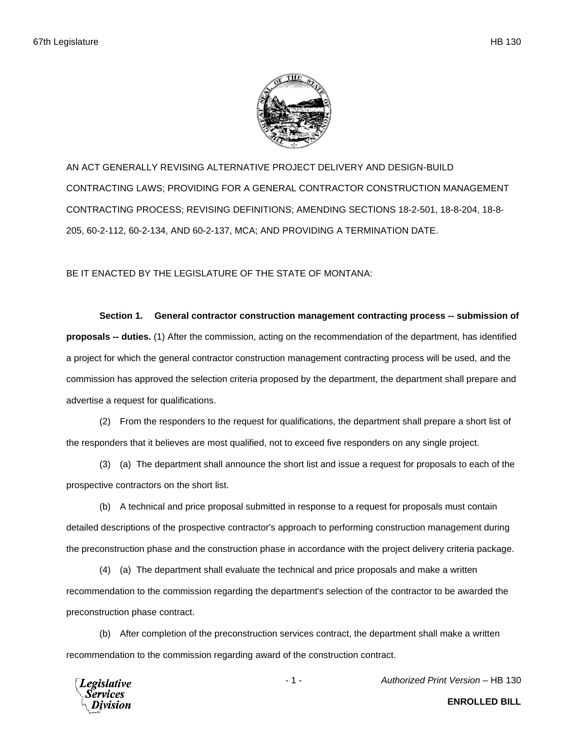AN ACT GENERALLY REVISING ALTERNATIVE PROJECT DELIVERY AND DESIGN-BUILD CONTRACTING LAWS; PROVIDING FOR A GENERAL CONTRACTOR CONSTRUCTION MANAGEMENT CONTRACTING PROCESS; REVISING DEFINITIONS; AMENDING SECTIONS 18-2-501, 18-8-204, 18-8-205, 60-2-112, 60-2-134, AND 60-2-137, MCA; AND PROVIDING A TERMINATION DATE.

BE IT ENACTED BY THE LEGISLATURE OF THE STATE OF MONTANA:

**Section 1. General contractor construction management contracting process -- submission of proposals -- duties.** (1) After the commission, acting on the recommendation of the department, has identified a project for which the general contractor construction management contracting process will be used, and the commission has approved the selection criteria proposed by the department, the department shall prepare and advertise a request for qualifications.

(2) From the responders to the request for qualifications, the department shall prepare a short list of the responders that it believes are most qualified, not to exceed five responders on any single project.

(3) (a) The department shall announce the short list and issue a request for proposals to each of the prospective contractors on the short list.

(b) A technical and price proposal submitted in response to a request for proposals must contain detailed descriptions of the prospective contractor's approach to performing construction management during the preconstruction phase and the construction phase in accordance with the project delivery criteria package.

(4) (a) The department shall evaluate the technical and price proposals and make a written recommendation to the commission regarding the department's selection of the contractor to be awarded the preconstruction phase contract.

(b) After completion of the preconstruction services contract, the department shall make a written recommendation to the commission regarding award of the construction contract.

**ENROLLED BILL**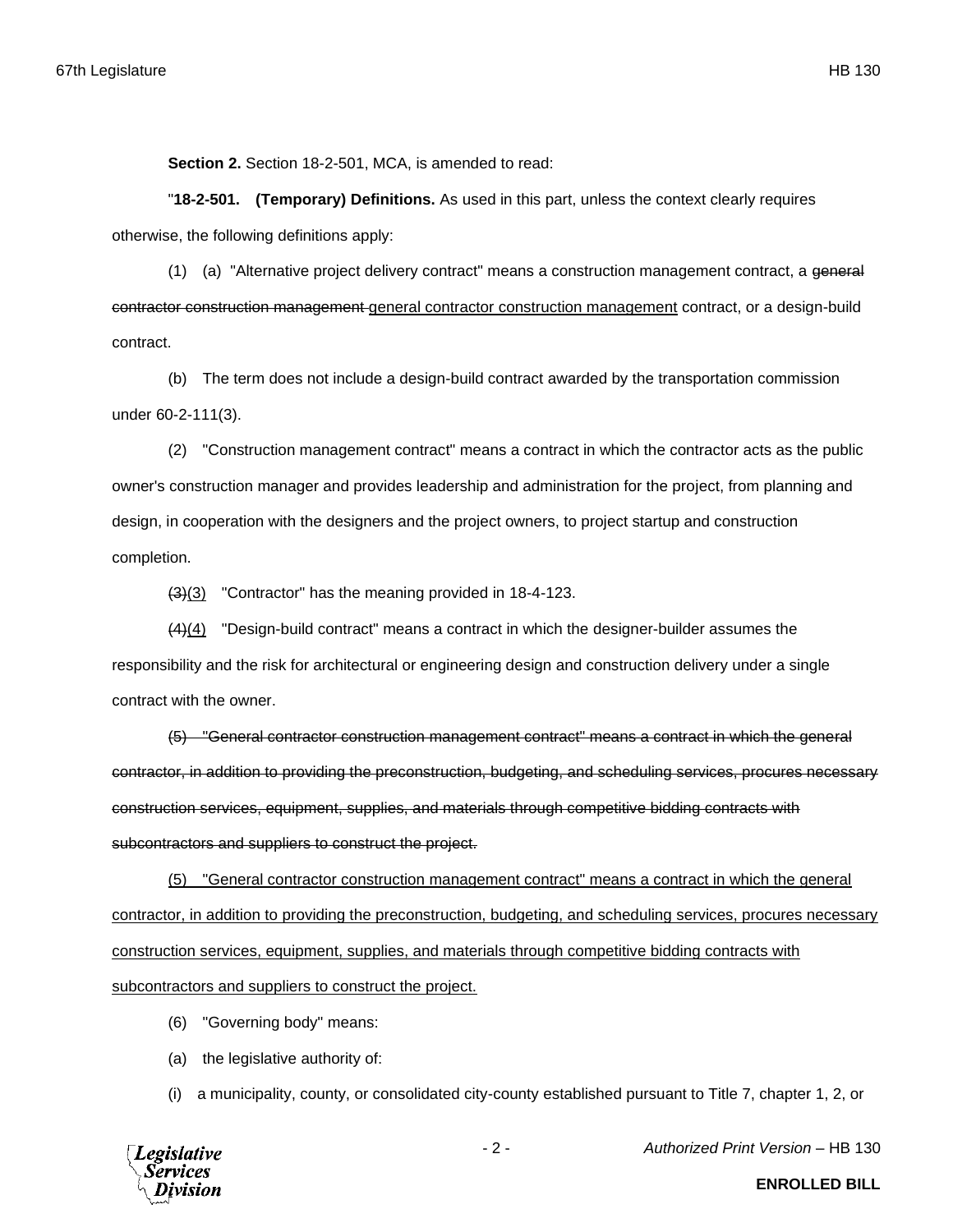**Section 2.** Section 18-2-501, MCA, is amended to read:

"**18-2-501. (Temporary) Definitions.** As used in this part, unless the context clearly requires otherwise, the following definitions apply:

(1) (a) "Alternative project delivery contract" means a construction management contract, a ~~general contractor construction management~~ <u>general contractor construction management</u> contract, or a design-build contract.

(b) The term does not include a design-build contract awarded by the transportation commission under 60-2-111(3).

(2) "Construction management contract" means a contract in which the contractor acts as the public owner's construction manager and provides leadership and administration for the project, from planning and design, in cooperation with the designers and the project owners, to project startup and construction completion.

~~(3)~~<u>(3)</u> "Contractor" has the meaning provided in 18-4-123.

~~(4)~~<u>(4)</u> "Design-build contract" means a contract in which the designer-builder assumes the responsibility and the risk for architectural or engineering design and construction delivery under a single contract with the owner.

~~(5) "General contractor construction management contract" means a contract in which the general contractor, in addition to providing the preconstruction, budgeting, and scheduling services, procures necessary construction services, equipment, supplies, and materials through competitive bidding contracts with subcontractors and suppliers to construct the project.~~

<u>(5) "General contractor construction management contract" means a contract in which the general contractor, in addition to providing the preconstruction, budgeting, and scheduling services, procures necessary construction services, equipment, supplies, and materials through competitive bidding contracts with subcontractors and suppliers to construct the project.</u>

(6) "Governing body" means:

(a) the legislative authority of:

(i) a municipality, county, or consolidated city-county established pursuant to Title 7, chapter 1, 2, or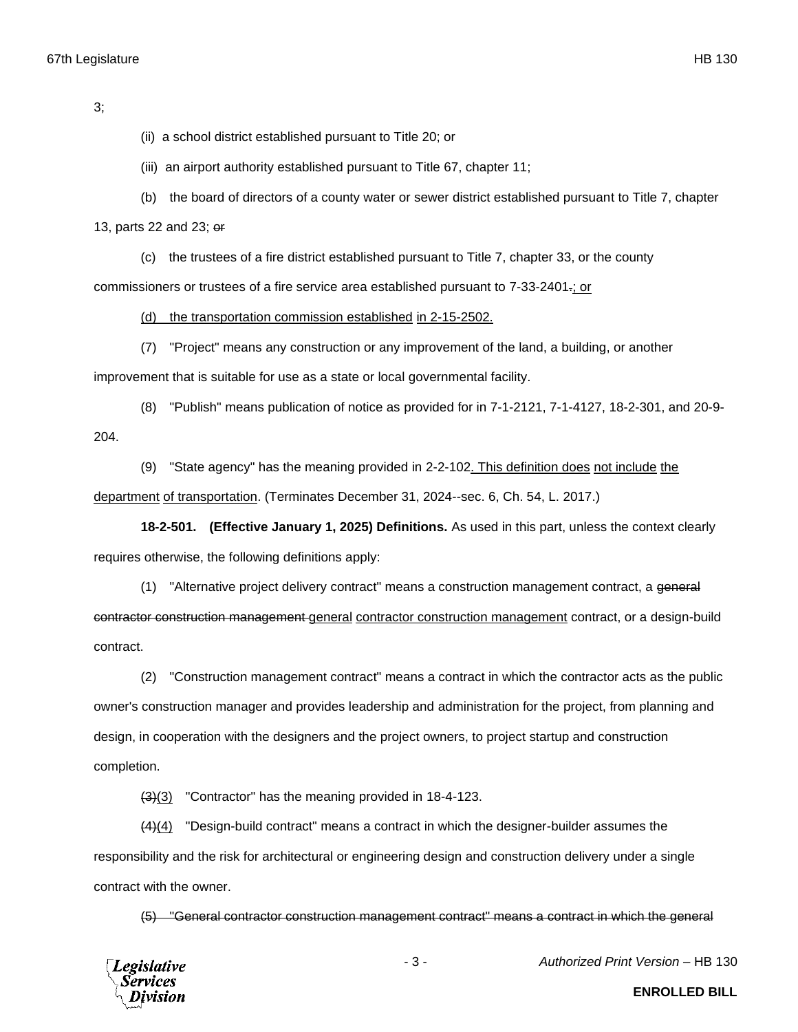3;

(ii) a school district established pursuant to Title 20; or

(iii) an airport authority established pursuant to Title 67, chapter 11;

(b) the board of directors of a county water or sewer district established pursuant to Title 7, chapter 13, parts 22 and 23; ~~or~~

(c) the trustees of a fire district established pursuant to Title 7, chapter 33, or the county commissioners or trustees of a fire service area established pursuant to 7-33-2401~~.~~<u>; or</u>

<u>(d) the transportation commission established in 2-15-2502.</u>

(7) "Project" means any construction or any improvement of the land, a building, or another improvement that is suitable for use as a state or local governmental facility.

(8) "Publish" means publication of notice as provided for in 7-1-2121, 7-1-4127, 18-2-301, and 20-9-204.

(9) "State agency" has the meaning provided in 2-2-102<u>. This definition does not include the department of transportation</u>. (Terminates December 31, 2024--sec. 6, Ch. 54, L. 2017.)

**18-2-501. (Effective January 1, 2025) Definitions.** As used in this part, unless the context clearly requires otherwise, the following definitions apply:

(1) "Alternative project delivery contract" means a construction management contract, a ~~general contractor construction management~~ <u>general contractor construction management</u> contract, or a design-build contract.

(2) "Construction management contract" means a contract in which the contractor acts as the public owner's construction manager and provides leadership and administration for the project, from planning and design, in cooperation with the designers and the project owners, to project startup and construction completion.

~~(3)~~<u>(3)</u> "Contractor" has the meaning provided in 18-4-123.

~~(4)~~<u>(4)</u> "Design-build contract" means a contract in which the designer-builder assumes the responsibility and the risk for architectural or engineering design and construction delivery under a single contract with the owner.

~~(5) "General contractor construction management contract" means a contract in which the general~~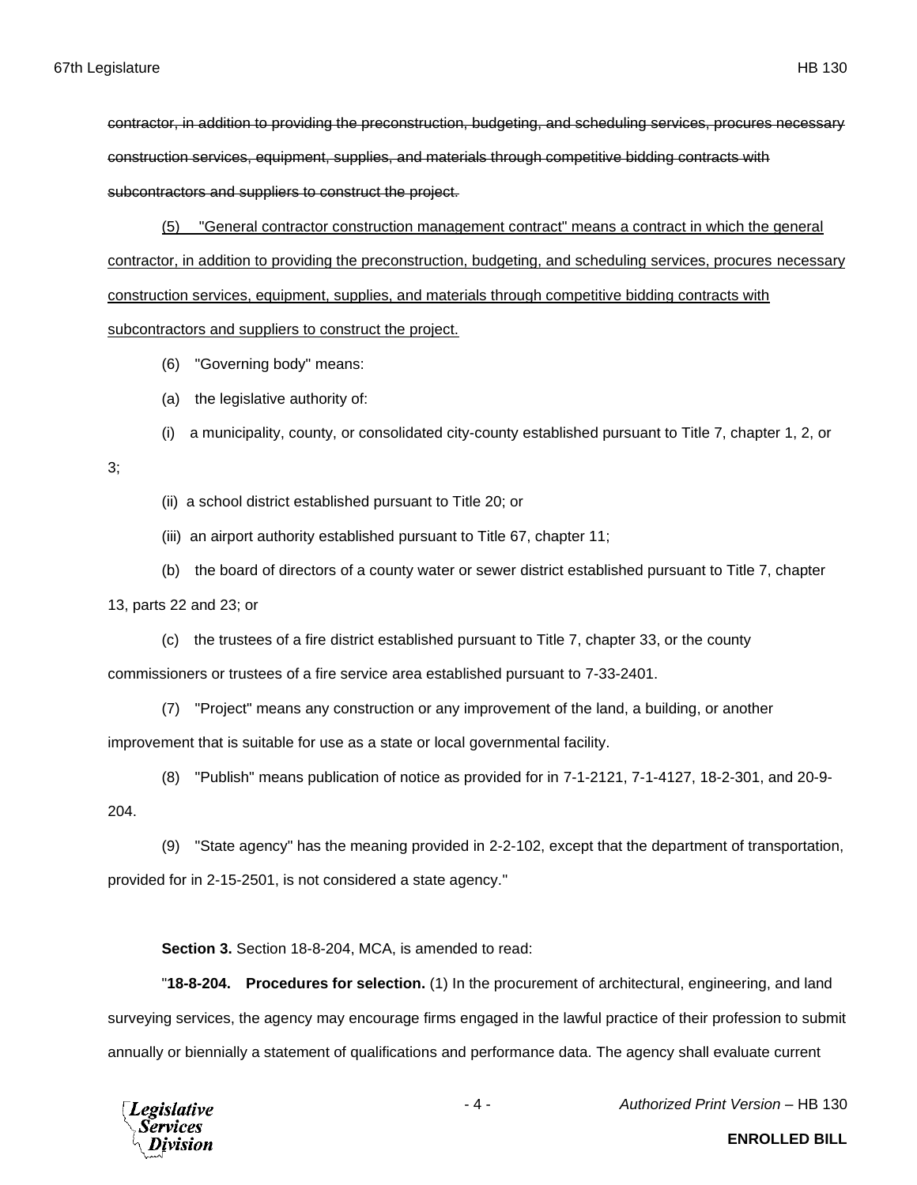~~contractor, in addition to providing the preconstruction, budgeting, and scheduling services, procures necessary construction services, equipment, supplies, and materials through competitive bidding contracts with subcontractors and suppliers to construct the project.~~

<u>(5) "General contractor construction management contract" means a contract in which the general contractor, in addition to providing the preconstruction, budgeting, and scheduling services, procures necessary construction services, equipment, supplies, and materials through competitive bidding contracts with subcontractors and suppliers to construct the project.</u>

(6) "Governing body" means:

(a) the legislative authority of:

(i) a municipality, county, or consolidated city-county established pursuant to Title 7, chapter 1, 2, or 3;

(ii) a school district established pursuant to Title 20; or

(iii) an airport authority established pursuant to Title 67, chapter 11;

(b) the board of directors of a county water or sewer district established pursuant to Title 7, chapter 13, parts 22 and 23; or

(c) the trustees of a fire district established pursuant to Title 7, chapter 33, or the county commissioners or trustees of a fire service area established pursuant to 7-33-2401.

(7) "Project" means any construction or any improvement of the land, a building, or another improvement that is suitable for use as a state or local governmental facility.

(8) "Publish" means publication of notice as provided for in 7-1-2121, 7-1-4127, 18-2-301, and 20-9-204.

(9) "State agency" has the meaning provided in 2-2-102, except that the department of transportation, provided for in 2-15-2501, is not considered a state agency."

**Section 3.** Section 18-8-204, MCA, is amended to read:

"**18-8-204. Procedures for selection.** (1) In the procurement of architectural, engineering, and land surveying services, the agency may encourage firms engaged in the lawful practice of their profession to submit annually or biennially a statement of qualifications and performance data. The agency shall evaluate current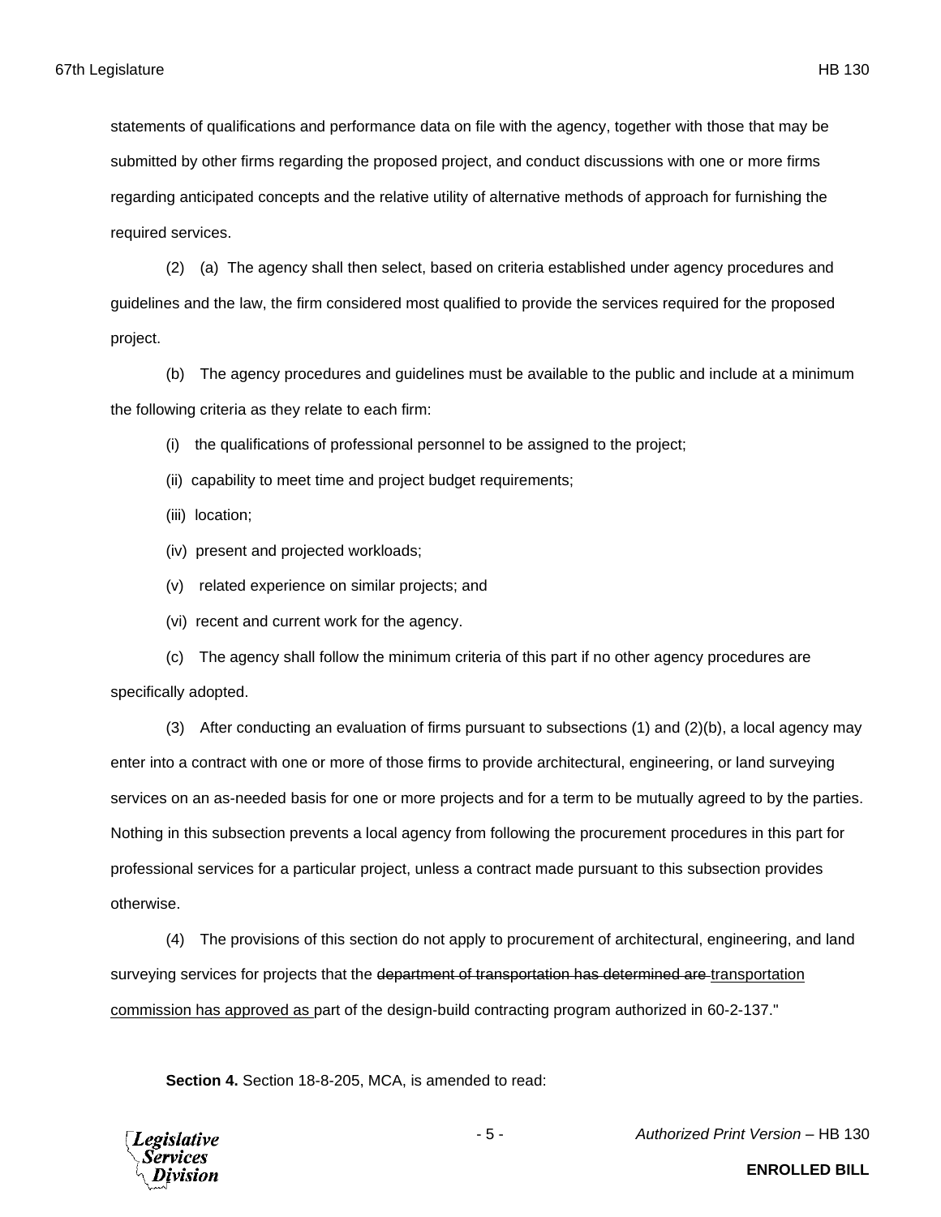statements of qualifications and performance data on file with the agency, together with those that may be submitted by other firms regarding the proposed project, and conduct discussions with one or more firms regarding anticipated concepts and the relative utility of alternative methods of approach for furnishing the required services.

(2) (a) The agency shall then select, based on criteria established under agency procedures and guidelines and the law, the firm considered most qualified to provide the services required for the proposed project.

(b) The agency procedures and guidelines must be available to the public and include at a minimum the following criteria as they relate to each firm:

(i) the qualifications of professional personnel to be assigned to the project;

(ii) capability to meet time and project budget requirements;

(iii) location;

(iv) present and projected workloads;

(v) related experience on similar projects; and

(vi) recent and current work for the agency.

(c) The agency shall follow the minimum criteria of this part if no other agency procedures are specifically adopted.

(3) After conducting an evaluation of firms pursuant to subsections (1) and (2)(b), a local agency may enter into a contract with one or more of those firms to provide architectural, engineering, or land surveying services on an as-needed basis for one or more projects and for a term to be mutually agreed to by the parties. Nothing in this subsection prevents a local agency from following the procurement procedures in this part for professional services for a particular project, unless a contract made pursuant to this subsection provides otherwise.

(4) The provisions of this section do not apply to procurement of architectural, engineering, and land surveying services for projects that the ~~department of transportation has determined are~~ <u>transportation commission has approved as</u> part of the design-build contracting program authorized in 60-2-137."

**Section 4.** Section 18-8-205, MCA, is amended to read: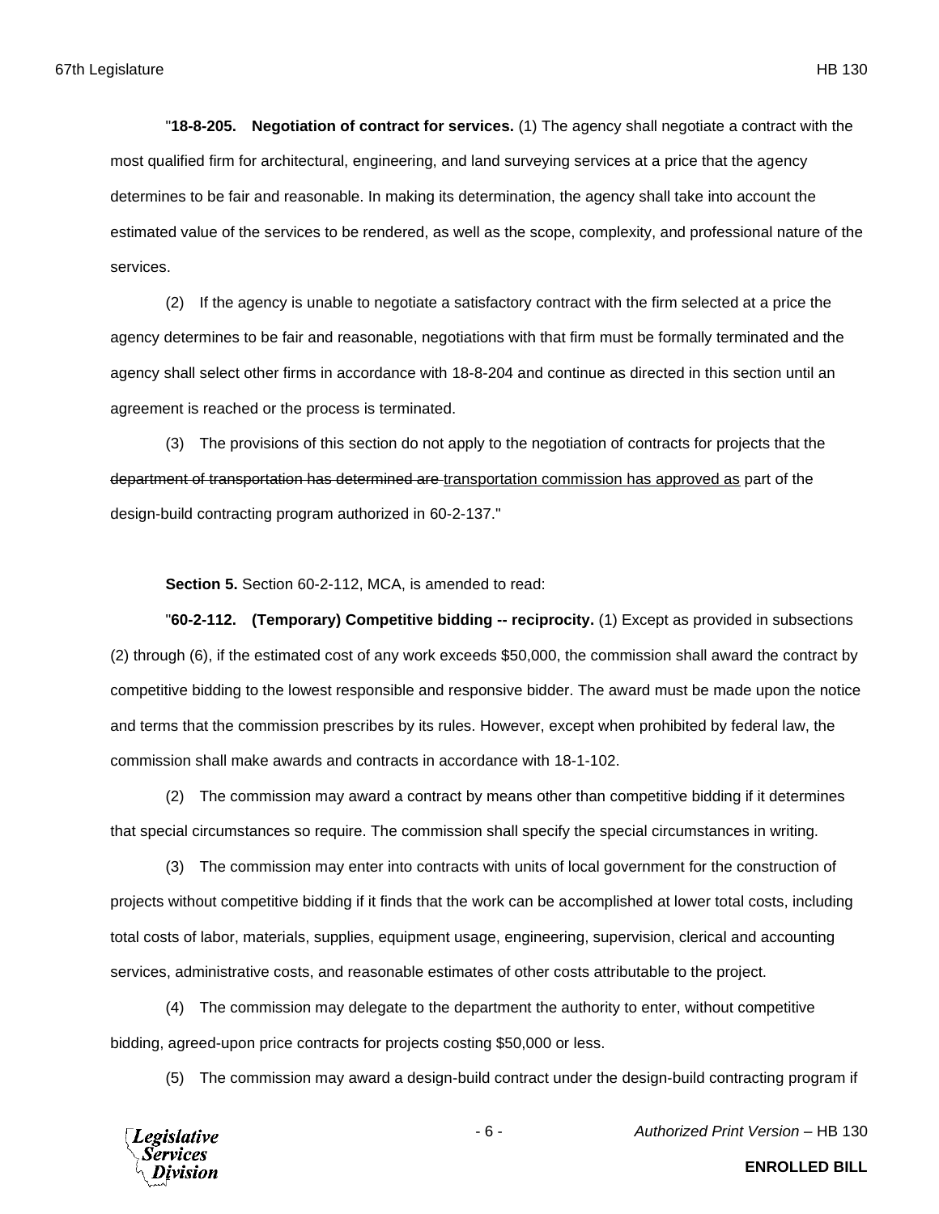"**18-8-205. Negotiation of contract for services.** (1) The agency shall negotiate a contract with the most qualified firm for architectural, engineering, and land surveying services at a price that the agency determines to be fair and reasonable. In making its determination, the agency shall take into account the estimated value of the services to be rendered, as well as the scope, complexity, and professional nature of the services.

(2) If the agency is unable to negotiate a satisfactory contract with the firm selected at a price the agency determines to be fair and reasonable, negotiations with that firm must be formally terminated and the agency shall select other firms in accordance with 18-8-204 and continue as directed in this section until an agreement is reached or the process is terminated.

(3) The provisions of this section do not apply to the negotiation of contracts for projects that the ~~department of transportation has determined are~~ <u>transportation commission has approved as</u> part of the design-build contracting program authorized in 60-2-137."

**Section 5.** Section 60-2-112, MCA, is amended to read:

"**60-2-112. (Temporary) Competitive bidding -- reciprocity.** (1) Except as provided in subsections (2) through (6), if the estimated cost of any work exceeds $50,000, the commission shall award the contract by competitive bidding to the lowest responsible and responsive bidder. The award must be made upon the notice and terms that the commission prescribes by its rules. However, except when prohibited by federal law, the commission shall make awards and contracts in accordance with 18-1-102.

(2) The commission may award a contract by means other than competitive bidding if it determines that special circumstances so require. The commission shall specify the special circumstances in writing.

(3) The commission may enter into contracts with units of local government for the construction of projects without competitive bidding if it finds that the work can be accomplished at lower total costs, including total costs of labor, materials, supplies, equipment usage, engineering, supervision, clerical and accounting services, administrative costs, and reasonable estimates of other costs attributable to the project.

(4) The commission may delegate to the department the authority to enter, without competitive bidding, agreed-upon price contracts for projects costing $50,000 or less.

(5) The commission may award a design-build contract under the design-build contracting program if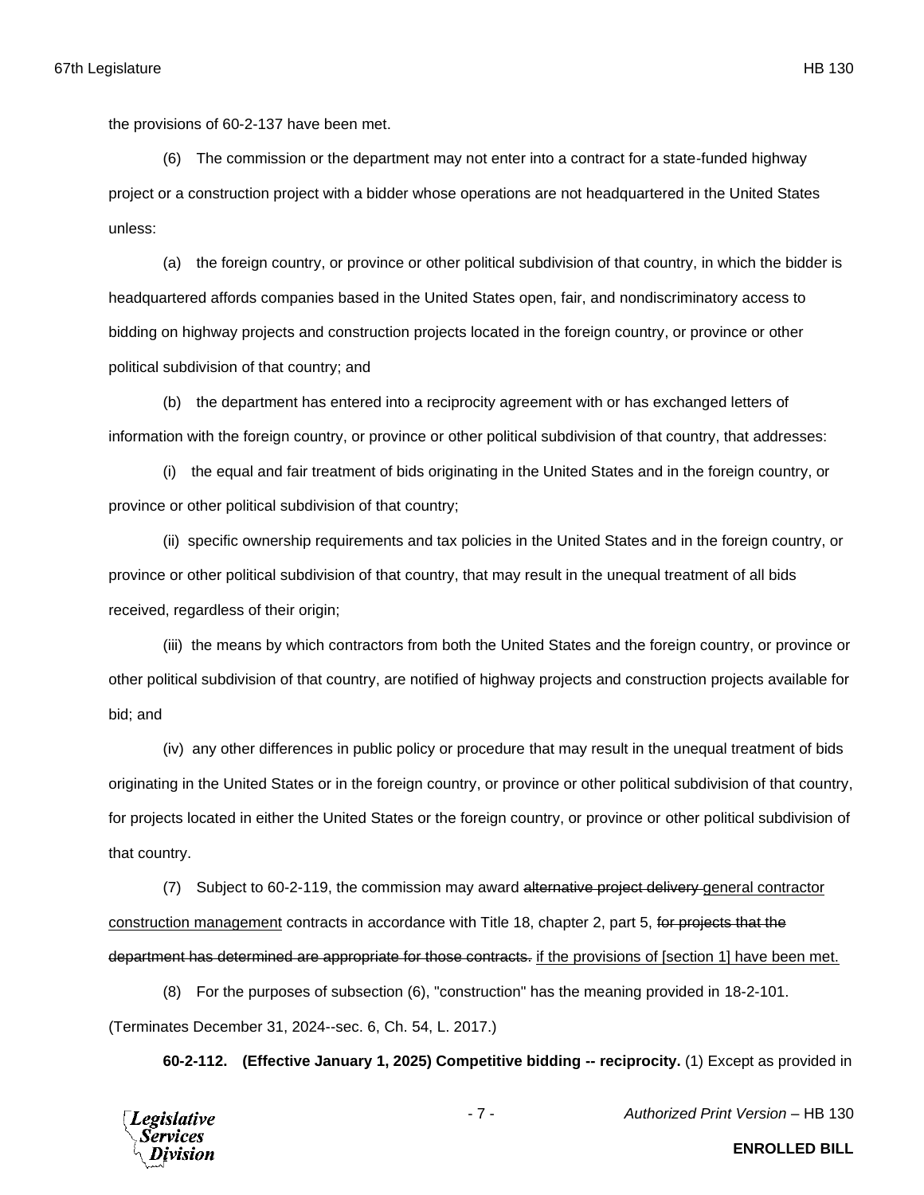the provisions of 60-2-137 have been met.

(6) The commission or the department may not enter into a contract for a state-funded highway project or a construction project with a bidder whose operations are not headquartered in the United States unless:

(a) the foreign country, or province or other political subdivision of that country, in which the bidder is headquartered affords companies based in the United States open, fair, and nondiscriminatory access to bidding on highway projects and construction projects located in the foreign country, or province or other political subdivision of that country; and

(b) the department has entered into a reciprocity agreement with or has exchanged letters of information with the foreign country, or province or other political subdivision of that country, that addresses:

(i) the equal and fair treatment of bids originating in the United States and in the foreign country, or province or other political subdivision of that country;

(ii) specific ownership requirements and tax policies in the United States and in the foreign country, or province or other political subdivision of that country, that may result in the unequal treatment of all bids received, regardless of their origin;

(iii) the means by which contractors from both the United States and the foreign country, or province or other political subdivision of that country, are notified of highway projects and construction projects available for bid; and

(iv) any other differences in public policy or procedure that may result in the unequal treatment of bids originating in the United States or in the foreign country, or province or other political subdivision of that country, for projects located in either the United States or the foreign country, or province or other political subdivision of that country.

(7) Subject to 60-2-119, the commission may award ~~alternative project delivery~~ <u>general contractor construction management</u> contracts in accordance with Title 18, chapter 2, part 5, ~~for projects that the department has determined are appropriate for those contracts.~~ <u>if the provisions of [section 1] have been met.</u>

(8) For the purposes of subsection (6), "construction" has the meaning provided in 18-2-101.

(Terminates December 31, 2024--sec. 6, Ch. 54, L. 2017.)

**60-2-112. (Effective January 1, 2025) Competitive bidding -- reciprocity.** (1) Except as provided in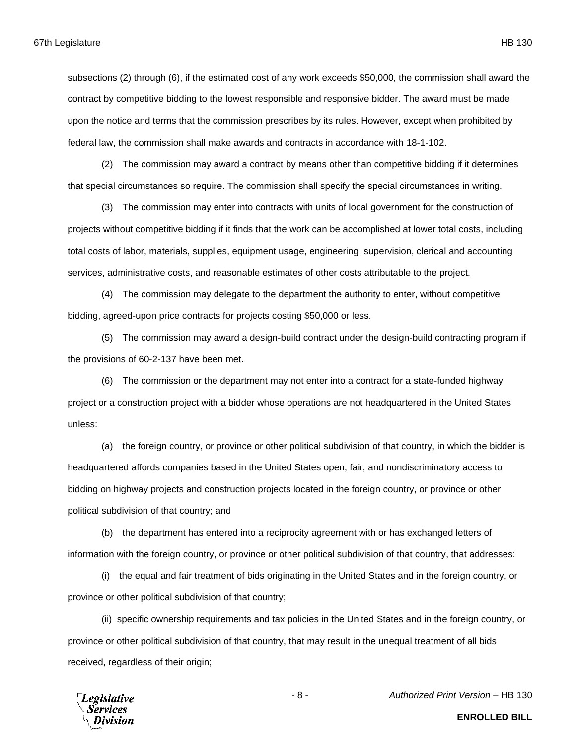subsections (2) through (6), if the estimated cost of any work exceeds $50,000, the commission shall award the contract by competitive bidding to the lowest responsible and responsive bidder. The award must be made upon the notice and terms that the commission prescribes by its rules. However, except when prohibited by federal law, the commission shall make awards and contracts in accordance with 18-1-102.

(2) The commission may award a contract by means other than competitive bidding if it determines that special circumstances so require. The commission shall specify the special circumstances in writing.

(3) The commission may enter into contracts with units of local government for the construction of projects without competitive bidding if it finds that the work can be accomplished at lower total costs, including total costs of labor, materials, supplies, equipment usage, engineering, supervision, clerical and accounting services, administrative costs, and reasonable estimates of other costs attributable to the project.

(4) The commission may delegate to the department the authority to enter, without competitive bidding, agreed-upon price contracts for projects costing $50,000 or less.

(5) The commission may award a design-build contract under the design-build contracting program if the provisions of 60-2-137 have been met.

(6) The commission or the department may not enter into a contract for a state-funded highway project or a construction project with a bidder whose operations are not headquartered in the United States unless:

(a) the foreign country, or province or other political subdivision of that country, in which the bidder is headquartered affords companies based in the United States open, fair, and nondiscriminatory access to bidding on highway projects and construction projects located in the foreign country, or province or other political subdivision of that country; and

(b) the department has entered into a reciprocity agreement with or has exchanged letters of information with the foreign country, or province or other political subdivision of that country, that addresses:

(i) the equal and fair treatment of bids originating in the United States and in the foreign country, or province or other political subdivision of that country;

(ii) specific ownership requirements and tax policies in the United States and in the foreign country, or province or other political subdivision of that country, that may result in the unequal treatment of all bids received, regardless of their origin;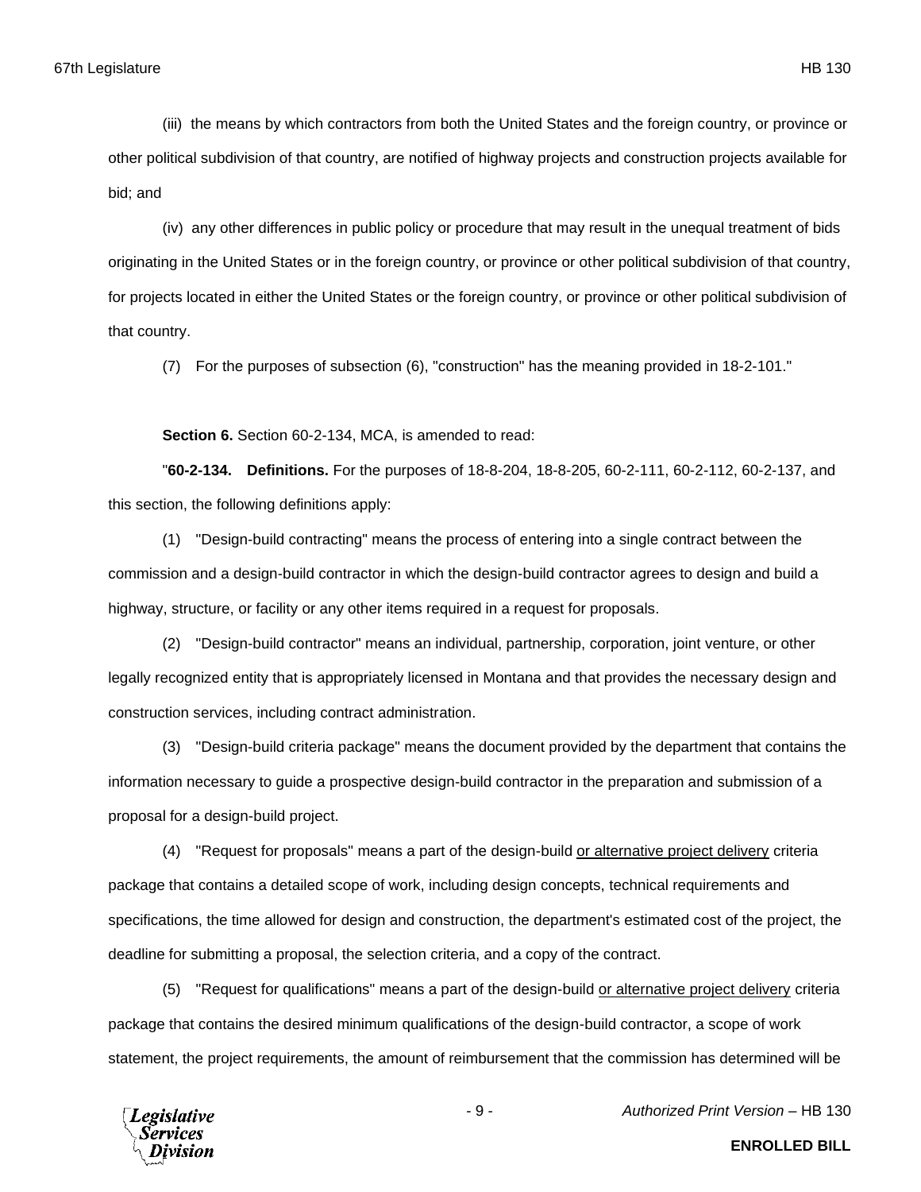(iii) the means by which contractors from both the United States and the foreign country, or province or other political subdivision of that country, are notified of highway projects and construction projects available for bid; and

(iv) any other differences in public policy or procedure that may result in the unequal treatment of bids originating in the United States or in the foreign country, or province or other political subdivision of that country, for projects located in either the United States or the foreign country, or province or other political subdivision of that country.

(7) For the purposes of subsection (6), "construction" has the meaning provided in 18-2-101."

**Section 6.** Section 60-2-134, MCA, is amended to read:

"**60-2-134. Definitions.** For the purposes of 18-8-204, 18-8-205, 60-2-111, 60-2-112, 60-2-137, and this section, the following definitions apply:

(1) "Design-build contracting" means the process of entering into a single contract between the commission and a design-build contractor in which the design-build contractor agrees to design and build a highway, structure, or facility or any other items required in a request for proposals.

(2) "Design-build contractor" means an individual, partnership, corporation, joint venture, or other legally recognized entity that is appropriately licensed in Montana and that provides the necessary design and construction services, including contract administration.

(3) "Design-build criteria package" means the document provided by the department that contains the information necessary to guide a prospective design-build contractor in the preparation and submission of a proposal for a design-build project.

(4) "Request for proposals" means a part of the design-build <u>or alternative project delivery</u> criteria package that contains a detailed scope of work, including design concepts, technical requirements and specifications, the time allowed for design and construction, the department's estimated cost of the project, the deadline for submitting a proposal, the selection criteria, and a copy of the contract.

(5) "Request for qualifications" means a part of the design-build <u>or alternative project delivery</u> criteria package that contains the desired minimum qualifications of the design-build contractor, a scope of work statement, the project requirements, the amount of reimbursement that the commission has determined will be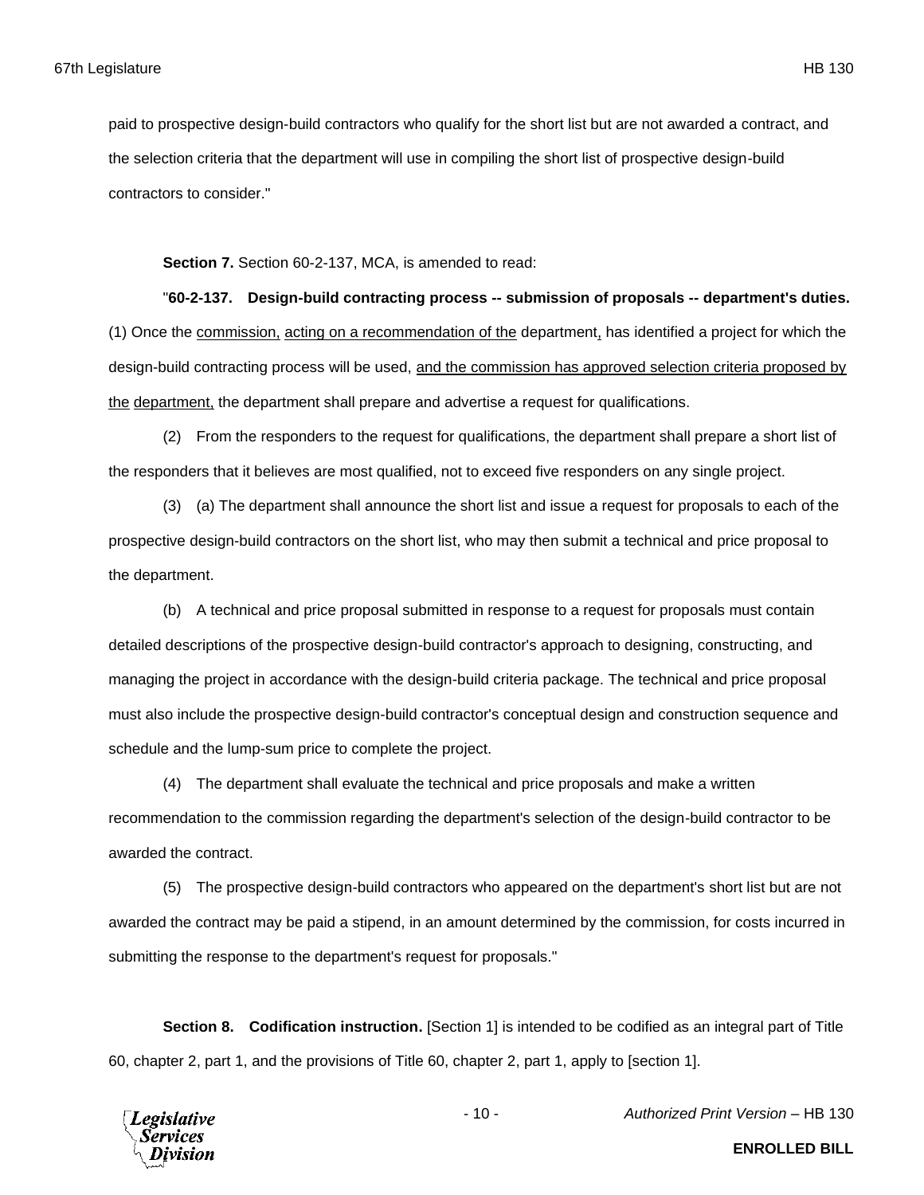paid to prospective design-build contractors who qualify for the short list but are not awarded a contract, and the selection criteria that the department will use in compiling the short list of prospective design-build contractors to consider."

**Section 7.** Section 60-2-137, MCA, is amended to read:

"**60-2-137. Design-build contracting process -- submission of proposals -- department's duties.** (1) Once the <u>commission,</u> <u>acting on a recommendation of the</u> department<u>,</u> has identified a project for which the design-build contracting process will be used, <u>and the commission has approved selection criteria proposed by the</u> <u>department,</u> the department shall prepare and advertise a request for qualifications.

(2) From the responders to the request for qualifications, the department shall prepare a short list of the responders that it believes are most qualified, not to exceed five responders on any single project.

(3) (a) The department shall announce the short list and issue a request for proposals to each of the prospective design-build contractors on the short list, who may then submit a technical and price proposal to the department.

(b) A technical and price proposal submitted in response to a request for proposals must contain detailed descriptions of the prospective design-build contractor's approach to designing, constructing, and managing the project in accordance with the design-build criteria package. The technical and price proposal must also include the prospective design-build contractor's conceptual design and construction sequence and schedule and the lump-sum price to complete the project.

(4) The department shall evaluate the technical and price proposals and make a written recommendation to the commission regarding the department's selection of the design-build contractor to be awarded the contract.

(5) The prospective design-build contractors who appeared on the department's short list but are not awarded the contract may be paid a stipend, in an amount determined by the commission, for costs incurred in submitting the response to the department's request for proposals."

**Section 8. Codification instruction.** [Section 1] is intended to be codified as an integral part of Title 60, chapter 2, part 1, and the provisions of Title 60, chapter 2, part 1, apply to [section 1].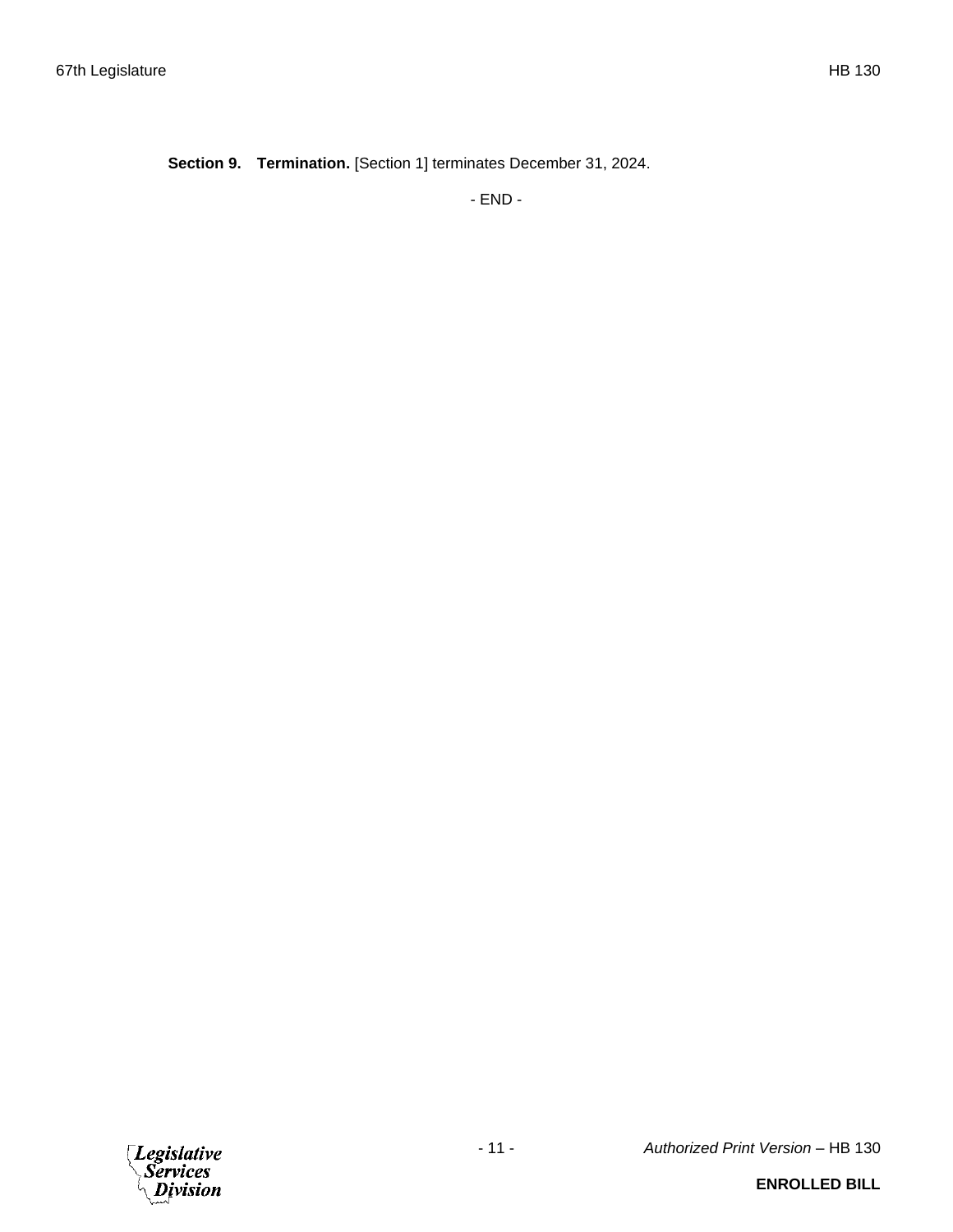**Section 9. Termination.** [Section 1] terminates December 31, 2024.

- END -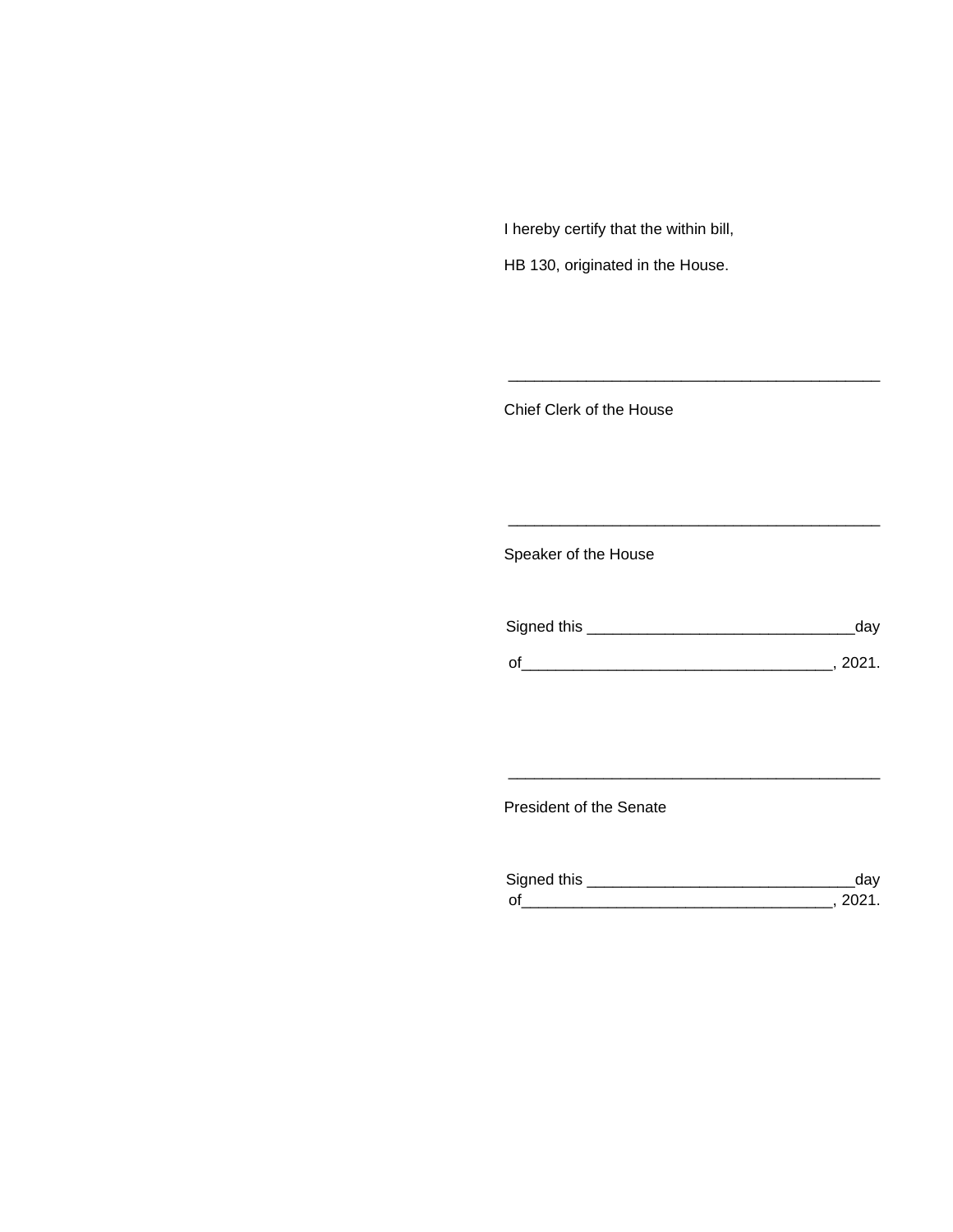I hereby certify that the within bill,

HB 130, originated in the House.

\_\_\_\_\_\_\_\_\_\_\_\_\_\_\_\_\_\_\_\_\_\_\_\_\_\_\_\_\_\_\_\_\_\_\_\_\_\_\_\_\_\_\_

Chief Clerk of the House

\_\_\_\_\_\_\_\_\_\_\_\_\_\_\_\_\_\_\_\_\_\_\_\_\_\_\_\_\_\_\_\_\_\_\_\_\_\_\_\_\_\_\_

Speaker of the House

Signed this \_\_\_\_\_\_\_\_\_\_\_\_\_\_\_\_\_\_\_\_\_\_\_\_\_\_\_\_\_\_day

of\_\_\_\_\_\_\_\_\_\_\_\_\_\_\_\_\_\_\_\_\_\_\_\_\_\_\_\_\_\_\_\_\_\_\_, 2021.

\_\_\_\_\_\_\_\_\_\_\_\_\_\_\_\_\_\_\_\_\_\_\_\_\_\_\_\_\_\_\_\_\_\_\_\_\_\_\_\_\_\_\_

President of the Senate

Signed this \_\_\_\_\_\_\_\_\_\_\_\_\_\_\_\_\_\_\_\_\_\_\_\_\_\_\_\_\_\_day

of\_\_\_\_\_\_\_\_\_\_\_\_\_\_\_\_\_\_\_\_\_\_\_\_\_\_\_\_\_\_\_\_\_\_\_, 2021.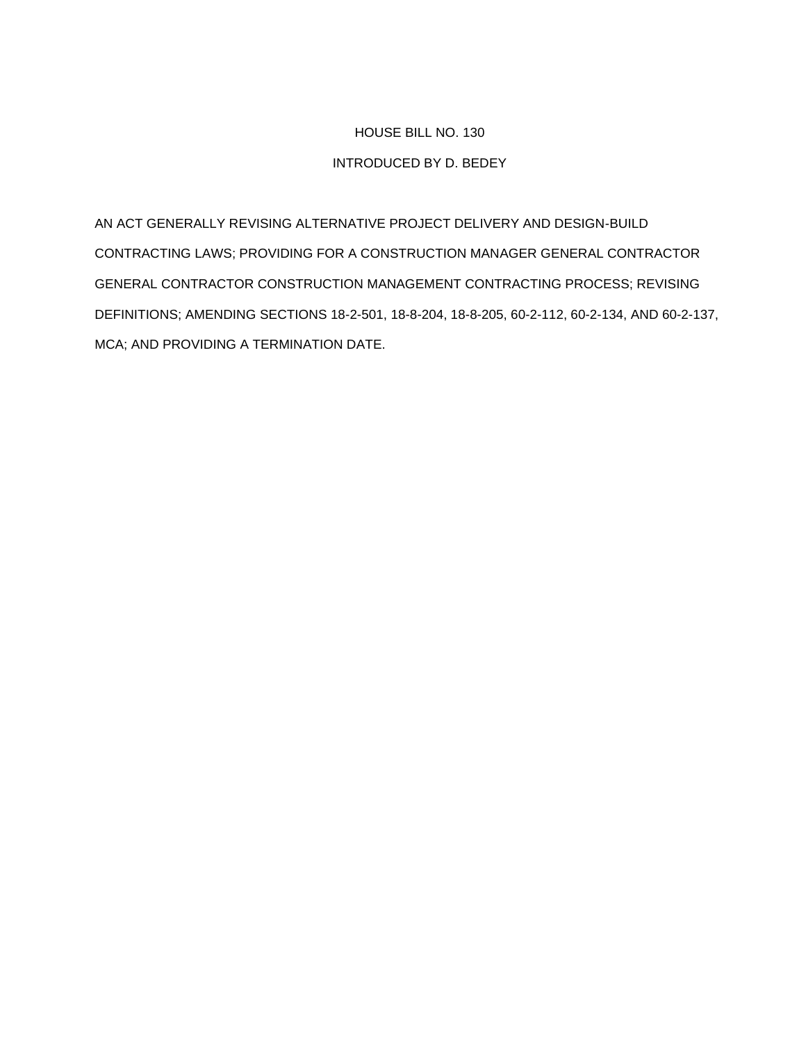HOUSE BILL NO. 130

INTRODUCED BY D. BEDEY

AN ACT GENERALLY REVISING ALTERNATIVE PROJECT DELIVERY AND DESIGN-BUILD CONTRACTING LAWS; PROVIDING FOR A CONSTRUCTION MANAGER GENERAL CONTRACTOR GENERAL CONTRACTOR CONSTRUCTION MANAGEMENT CONTRACTING PROCESS; REVISING DEFINITIONS; AMENDING SECTIONS 18-2-501, 18-8-204, 18-8-205, 60-2-112, 60-2-134, AND 60-2-137, MCA; AND PROVIDING A TERMINATION DATE.